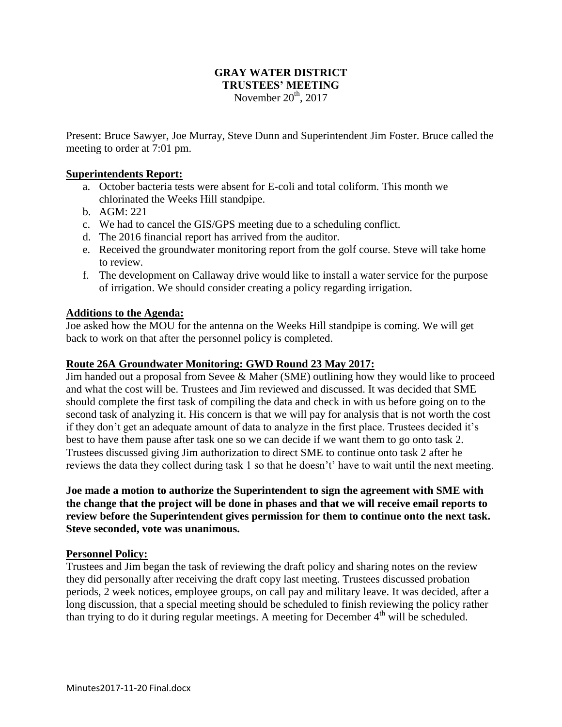# GRAY WATER DISTRICT
## TRUSTEES' MEETING
November 20th, 2017

Present: Bruce Sawyer, Joe Murray, Steve Dunn and Superintendent Jim Foster. Bruce called the meeting to order at 7:01 pm.

**Superintendents Report:**

a. October bacteria tests were absent for E-coli and total coliform. This month we chlorinated the Weeks Hill standpipe.
b. AGM: 221
c. We had to cancel the GIS/GPS meeting due to a scheduling conflict.
d. The 2016 financial report has arrived from the auditor.
e. Received the groundwater monitoring report from the golf course. Steve will take home to review.
f. The development on Callaway drive would like to install a water service for the purpose of irrigation. We should consider creating a policy regarding irrigation.

**Additions to the Agenda:**

Joe asked how the MOU for the antenna on the Weeks Hill standpipe is coming. We will get back to work on that after the personnel policy is completed.

**Route 26A Groundwater Monitoring: GWD Round 23 May 2017:**

Jim handed out a proposal from Sevee & Maher (SME) outlining how they would like to proceed and what the cost will be. Trustees and Jim reviewed and discussed. It was decided that SME should complete the first task of compiling the data and check in with us before going on to the second task of analyzing it. His concern is that we will pay for analysis that is not worth the cost if they don't get an adequate amount of data to analyze in the first place. Trustees decided it's best to have them pause after task one so we can decide if we want them to go onto task 2. Trustees discussed giving Jim authorization to direct SME to continue onto task 2 after he reviews the data they collect during task 1 so that he doesn't' have to wait until the next meeting.

**Joe made a motion to authorize the Superintendent to sign the agreement with SME with the change that the project will be done in phases and that we will receive email reports to review before the Superintendent gives permission for them to continue onto the next task. Steve seconded, vote was unanimous.**

**Personnel Policy:**

Trustees and Jim began the task of reviewing the draft policy and sharing notes on the review they did personally after receiving the draft copy last meeting. Trustees discussed probation periods, 2 week notices, employee groups, on call pay and military leave. It was decided, after a long discussion, that a special meeting should be scheduled to finish reviewing the policy rather than trying to do it during regular meetings. A meeting for December 4th will be scheduled.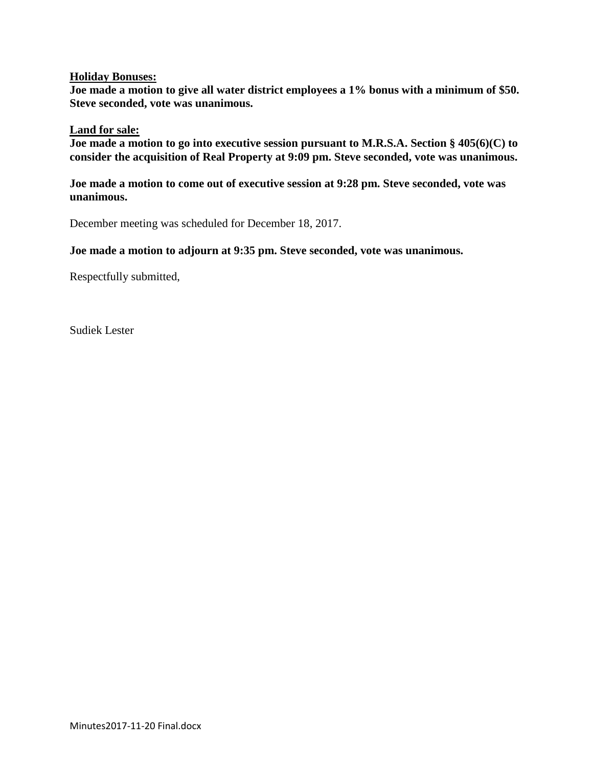**Holiday Bonuses:**

**Joe made a motion to give all water district employees a 1% bonus with a minimum of $50. Steve seconded, vote was unanimous.**

**Land for sale:**

**Joe made a motion to go into executive session pursuant to M.R.S.A. Section § 405(6)(C) to consider the acquisition of Real Property at 9:09 pm. Steve seconded, vote was unanimous.**

**Joe made a motion to come out of executive session at 9:28 pm. Steve seconded, vote was unanimous.**

December meeting was scheduled for December 18, 2017.

**Joe made a motion to adjourn at 9:35 pm. Steve seconded, vote was unanimous.**

Respectfully submitted,

Sudiek Lester